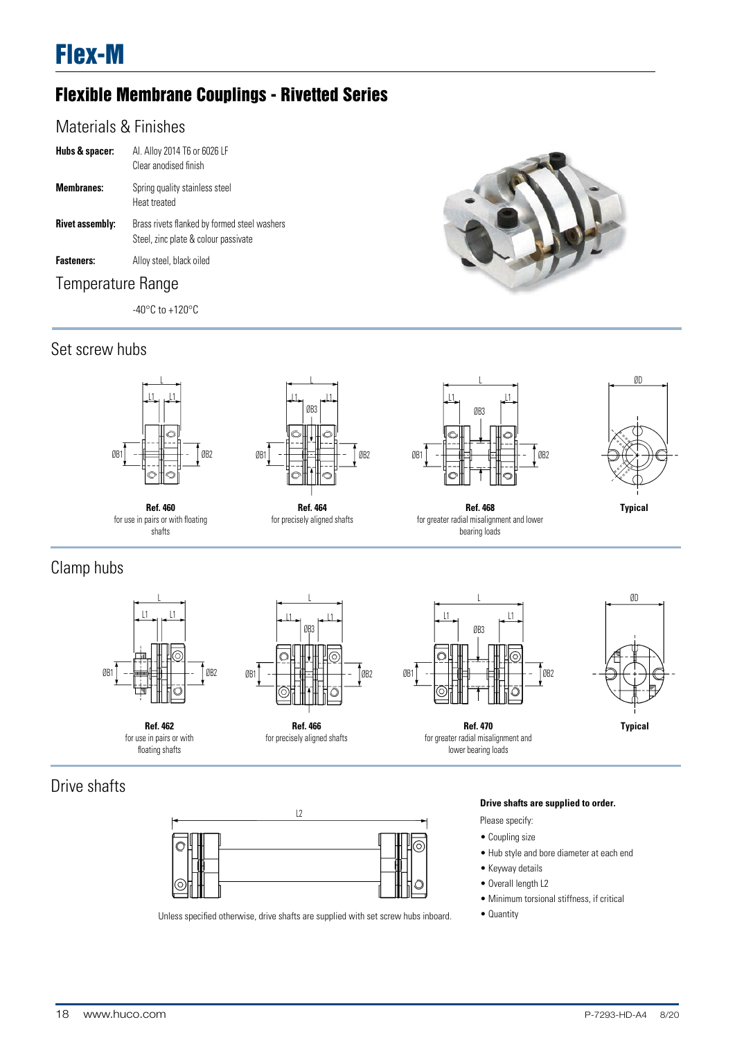# Flex-M

## Flexible Membrane Couplings - Rivetted Series

### Materials & Finishes

**Hubs & spacer:** Al. Alloy 2014 T6 or 6026 LF
Clear anodised finish

**Membranes:** Spring quality stainless steel
Heat treated

**Rivet assembly:** Brass rivets flanked by formed steel washers
Steel, zinc plate & colour passivate

**Fasteners:** Alloy steel, black oiled

### Temperature Range

-40°C to +120°C

### Set screw hubs

**Ref. 460**
for use in pairs or with floating shafts

**Ref. 464**
for precisely aligned shafts

**Ref. 468**
for greater radial misalignment and lower bearing loads

**Typical**

### Clamp hubs

**Ref. 462**
for use in pairs or with floating shafts

**Ref. 466**
for precisely aligned shafts

**Ref. 470**
for greater radial misalignment and lower bearing loads

**Typical**

### Drive shafts

Unless specified otherwise, drive shafts are supplied with set screw hubs inboard.

**Drive shafts are supplied to order.**

Please specify:

- Coupling size
- Hub style and bore diameter at each end
- Keyway details
- Overall length L2
- Minimum torsional stiffness, if critical
- Quantity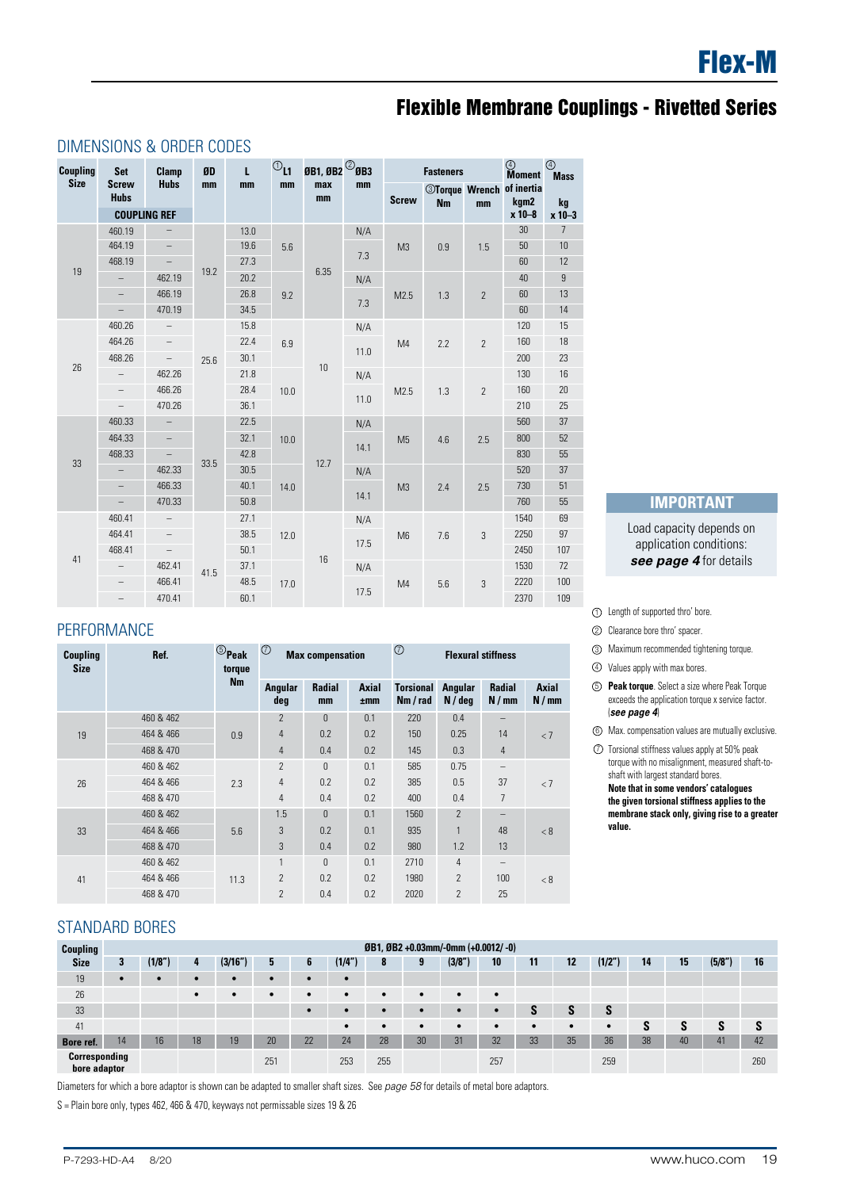# Flex-M

## Flexible Membrane Couplings - Rivetted Series

### DIMENSIONS & ORDER CODES

| Coupling Size | Set Screw Hubs | Clamp Hubs | ØD mm | L mm | ① L1 mm | ØB1, ØB2 max mm | ② ØB3 mm | Fasteners | | | ④ Moment of inertia kgm2 x 10–8 | ④ Mass kg x 10–3 |
|---|---|---|---|---|---|---|---|---|---|---|---|---|
| | COUPLING REF | | | | | | | Screw | ③Torque Nm | Wrench mm | | |
| 19 | 460.19 | – | 19.2 | 13.0 | 5.6 | 6.35 | N/A | M3 | 0.9 | 1.5 | 30 | 7 |
| | 464.19 | – | | 19.6 | | | 7.3 | | | | 50 | 10 |
| | 468.19 | – | | 27.3 | | | | | | | 60 | 12 |
| | – | 462.19 | | 20.2 | 9.2 | | N/A | M2.5 | 1.3 | 2 | 40 | 9 |
| | – | 466.19 | | 26.8 | | | 7.3 | | | | 60 | 13 |
| | – | 470.19 | | 34.5 | | | | | | | 60 | 14 |
| 26 | 460.26 | – | 25.6 | 15.8 | 6.9 | 10 | N/A | M4 | 2.2 | 2 | 120 | 15 |
| | 464.26 | – | | 22.4 | | | 11.0 | | | | 160 | 18 |
| | 468.26 | – | | 30.1 | | | | | | | 200 | 23 |
| | – | 462.26 | | 21.8 | 10.0 | | N/A | M2.5 | 1.3 | 2 | 130 | 16 |
| | – | 466.26 | | 28.4 | | | 11.0 | | | | 160 | 20 |
| | – | 470.26 | | 36.1 | | | | | | | 210 | 25 |
| 33 | 460.33 | – | 33.5 | 22.5 | 10.0 | 12.7 | N/A | M5 | 4.6 | 2.5 | 560 | 37 |
| | 464.33 | – | | 32.1 | | | 14.1 | | | | 800 | 52 |
| | 468.33 | – | | 42.8 | | | | | | | 830 | 55 |
| | – | 462.33 | | 30.5 | 14.0 | | N/A | M3 | 2.4 | 2.5 | 520 | 37 |
| | – | 466.33 | | 40.1 | | | 14.1 | | | | 730 | 51 |
| | – | 470.33 | | 50.8 | | | | | | | 760 | 55 |
| 41 | 460.41 | – | 41.5 | 27.1 | 12.0 | 16 | N/A | M6 | 7.6 | 3 | 1540 | 69 |
| | 464.41 | – | | 38.5 | | | 17.5 | | | | 2250 | 97 |
| | 468.41 | – | | 50.1 | | | | | | | 2450 | 107 |
| | – | 462.41 | | 37.1 | 17.0 | | N/A | M4 | 5.6 | 3 | 1530 | 72 |
| | – | 466.41 | | 48.5 | | | 17.5 | | | | 2220 | 100 |
| | – | 470.41 | | 60.1 | | | | | | | 2370 | 109 |

**IMPORTANT**

Load capacity depends on application conditions: ***see page 4*** for details

### PERFORMANCE

| Coupling Size | Ref. | ⑤Peak torque Nm | ⑥ Max compensation | | | ⑦ Flexural stiffness | | | |
|---|---|---|---|---|---|---|---|---|---|
| | | | Angular deg | Radial mm | Axial ±mm | Torsional Nm / rad | Angular N / deg | Radial N / mm | Axial N / mm |
| 19 | 460 & 462 | 0.9 | 2 | 0 | 0.1 | 220 | 0.4 | – | < 7 |
| | 464 & 466 | | 4 | 0.2 | 0.2 | 150 | 0.25 | 14 | |
| | 468 & 470 | | 4 | 0.4 | 0.2 | 145 | 0.3 | 4 | |
| 26 | 460 & 462 | 2.3 | 2 | 0 | 0.1 | 585 | 0.75 | – | < 7 |
| | 464 & 466 | | 4 | 0.2 | 0.2 | 385 | 0.5 | 37 | |
| | 468 & 470 | | 4 | 0.4 | 0.2 | 400 | 0.4 | 7 | |
| 33 | 460 & 462 | 5.6 | 1.5 | 0 | 0.1 | 1560 | 2 | – | < 8 |
| | 464 & 466 | | 3 | 0.2 | 0.1 | 935 | 1 | 48 | |
| | 468 & 470 | | 3 | 0.4 | 0.2 | 980 | 1.2 | 13 | |
| 41 | 460 & 462 | 11.3 | 1 | 0 | 0.1 | 2710 | 4 | – | < 8 |
| | 464 & 466 | | 2 | 0.2 | 0.2 | 1980 | 2 | 100 | |
| | 468 & 470 | | 2 | 0.4 | 0.2 | 2020 | 2 | 25 | |

① Length of supported thro' bore.

② Clearance bore thro' spacer.

③ Maximum recommended tightening torque.

④ Values apply with max bores.

⑤ **Peak torque**. Select a size where Peak Torque exceeds the application torque x service factor. (***see page 4***)

⑥ Max. compensation values are mutually exclusive.

⑦ Torsional stiffness values apply at 50% peak torque with no misalignment, measured shaft-to-shaft with largest standard bores. **Note that in some vendors' catalogues the given torsional stiffness applies to the membrane stack only, giving rise to a greater value.**

### STANDARD BORES

| Coupling Size | ØB1, ØB2 +0.03mm/-0mm (+0.0012/ -0) | | | | | | | | | | | | | | | | | |
|---|---|---|---|---|---|---|---|---|---|---|---|---|---|---|---|---|---|---|
| | 3 | (1/8") | 4 | (3/16") | 5 | 6 | (1/4") | 8 | 9 | (3/8") | 10 | 11 | 12 | (1/2") | 14 | 15 | (5/8") | 16 |
| 19 | • | • | • | • | • | • | • | | | | | | | | | | | |
| 26 | | | • | • | • | • | • | • | • | • | • | | | | | | | |
| 33 | | | | | | • | • | • | • | • | • | S | S | S | | | | |
| 41 | | | | | | | • | • | • | • | • | • | • | • | S | S | S | S |
| Bore ref. | 14 | 16 | 18 | 19 | 20 | 22 | 24 | 28 | 30 | 31 | 32 | 33 | 35 | 36 | 38 | 40 | 41 | 42 |
| Corresponding bore adaptor | | | | | 251 | | 253 | 255 | | | 257 | | | 259 | | | | 260 |

Diameters for which a bore adaptor is shown can be adapted to smaller shaft sizes. See *page 58* for details of metal bore adaptors.

S = Plain bore only, types 462, 466 & 470, keyways not permissable sizes 19 & 26

P-7293-HD-A4 8/20 www.huco.com